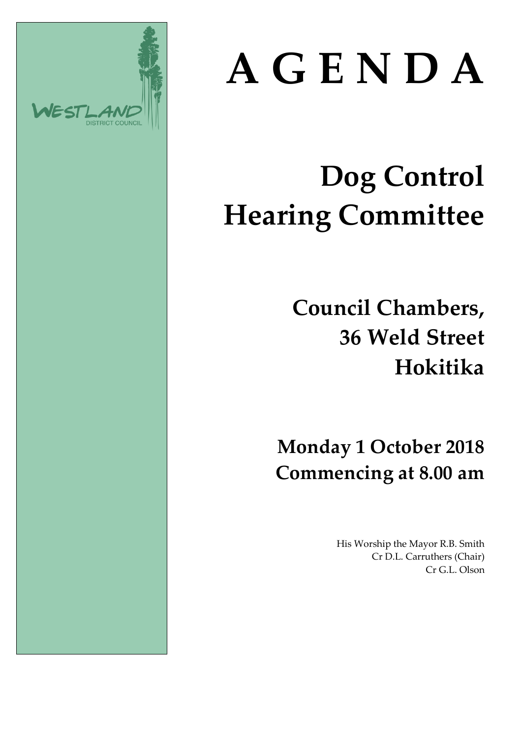WESTLAND
DISTRICT COUNCIL

# A G E N D A

# Dog Control Hearing Committee

## Council Chambers, 36 Weld Street Hokitika

## Monday 1 October 2018 Commencing at 8.00 am

His Worship the Mayor R.B. Smith
Cr D.L. Carruthers (Chair)
Cr G.L. Olson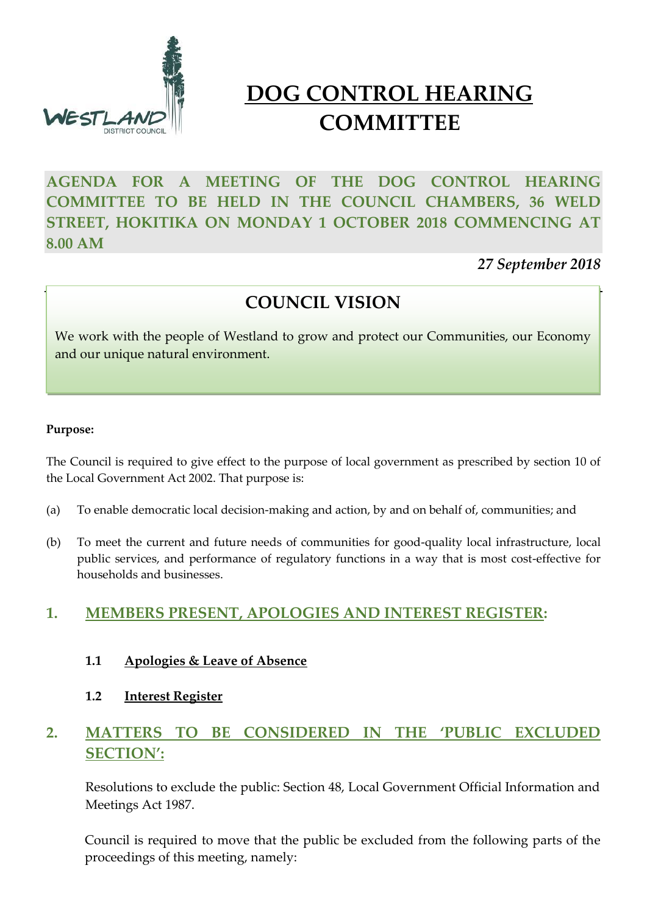# DOG CONTROL HEARING COMMITTEE

**AGENDA FOR A MEETING OF THE DOG CONTROL HEARING COMMITTEE TO BE HELD IN THE COUNCIL CHAMBERS, 36 WELD STREET, HOKITIKA ON MONDAY 1 OCTOBER 2018 COMMENCING AT 8.00 AM**

*27 September 2018*

## COUNCIL VISION

We work with the people of Westland to grow and protect our Communities, our Economy and our unique natural environment.

**Purpose:**

The Council is required to give effect to the purpose of local government as prescribed by section 10 of the Local Government Act 2002. That purpose is:

(a) To enable democratic local decision-making and action, by and on behalf of, communities; and

(b) To meet the current and future needs of communities for good-quality local infrastructure, local public services, and performance of regulatory functions in a way that is most cost-effective for households and businesses.

## 1. MEMBERS PRESENT, APOLOGIES AND INTEREST REGISTER:

### 1.1 Apologies & Leave of Absence

### 1.2 Interest Register

## 2. MATTERS TO BE CONSIDERED IN THE 'PUBLIC EXCLUDED SECTION':

Resolutions to exclude the public: Section 48, Local Government Official Information and Meetings Act 1987.

Council is required to move that the public be excluded from the following parts of the proceedings of this meeting, namely: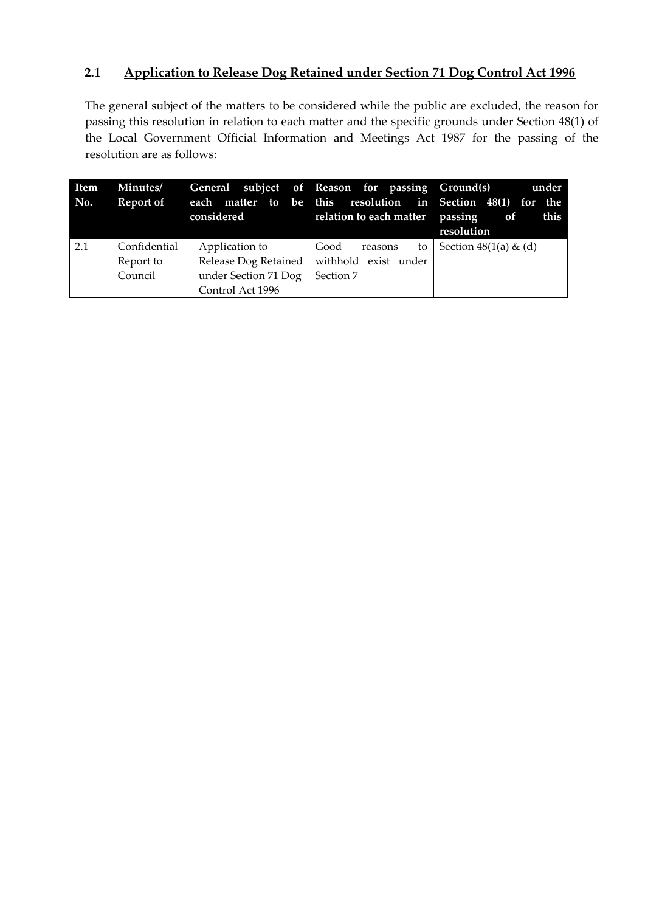## 2.1 Application to Release Dog Retained under Section 71 Dog Control Act 1996

The general subject of the matters to be considered while the public are excluded, the reason for passing this resolution in relation to each matter and the specific grounds under Section 48(1) of the Local Government Official Information and Meetings Act 1987 for the passing of the resolution are as follows:

| Item No. | Minutes/ Report of | General subject of each matter to be considered | Reason for passing this resolution in relation to each matter | Ground(s) under Section 48(1) for the passing of this resolution |
|---|---|---|---|---|
| 2.1 | Confidential Report to Council | Application to Release Dog Retained under Section 71 Dog Control Act 1996 | Good reasons to withhold exist under Section 7 | Section 48(1(a) & (d) |